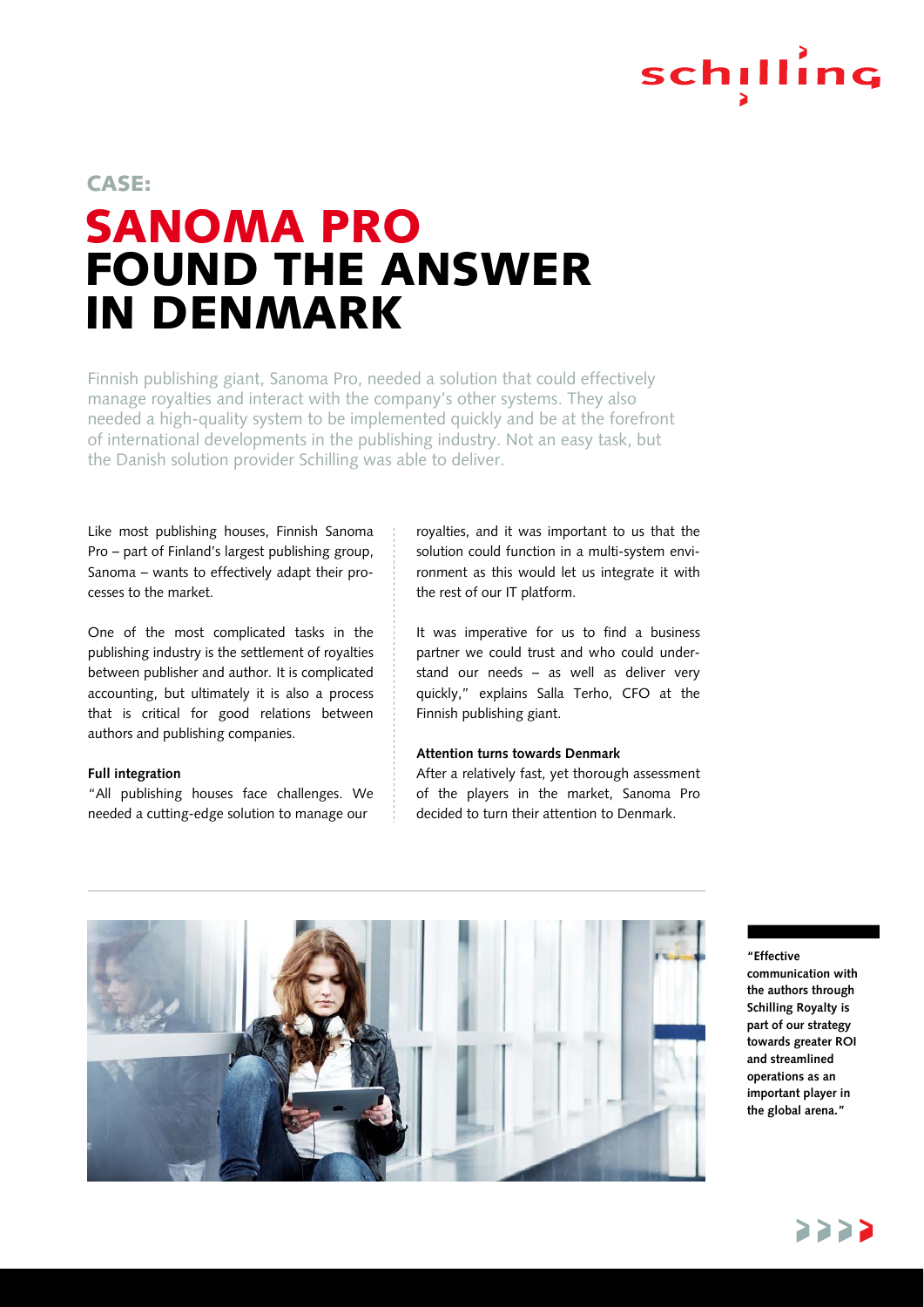CASE:

# SANOMA PRO FOUND THE ANSWER IN DENMARK

Finnish publishing giant, Sanoma Pro, needed a solution that could effectively manage royalties and interact with the company's other systems. They also needed a high-quality system to be implemented quickly and be at the forefront of international developments in the publishing industry. Not an easy task, but the Danish solution provider Schilling was able to deliver.

Like most publishing houses, Finnish Sanoma Pro – part of Finland's largest publishing group, Sanoma – wants to effectively adapt their processes to the market.

One of the most complicated tasks in the publishing industry is the settlement of royalties between publisher and author. It is complicated accounting, but ultimately it is also a process that is critical for good relations between authors and publishing companies.

**Full integration**

"All publishing houses face challenges. We needed a cutting-edge solution to manage our royalties, and it was important to us that the solution could function in a multi-system environment as this would let us integrate it with the rest of our IT platform.

It was imperative for us to find a business partner we could trust and who could understand our needs – as well as deliver very quickly," explains Salla Terho, CFO at the Finnish publishing giant.

**Attention turns towards Denmark**

After a relatively fast, yet thorough assessment of the players in the market, Sanoma Pro decided to turn their attention to Denmark.

**"Effective communication with the authors through Schilling Royalty is part of our strategy towards greater ROI and streamlined operations as an important player in the global arena."**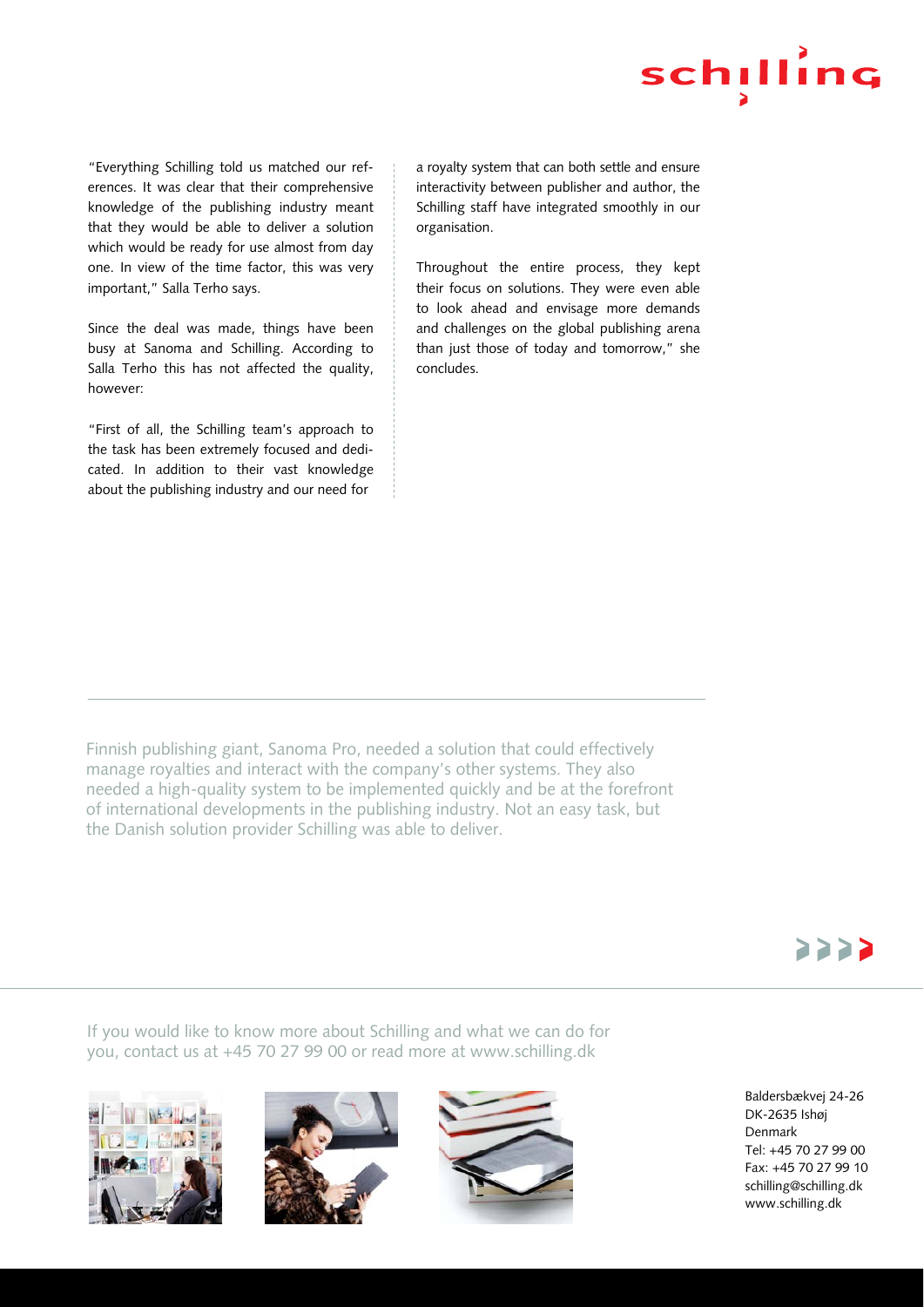"Everything Schilling told us matched our references. It was clear that their comprehensive knowledge of the publishing industry meant that they would be able to deliver a solution which would be ready for use almost from day one. In view of the time factor, this was very important," Salla Terho says.

Since the deal was made, things have been busy at Sanoma and Schilling. According to Salla Terho this has not affected the quality, however:

"First of all, the Schilling team's approach to the task has been extremely focused and dedicated. In addition to their vast knowledge about the publishing industry and our need for a royalty system that can both settle and ensure interactivity between publisher and author, the Schilling staff have integrated smoothly in our organisation.

Throughout the entire process, they kept their focus on solutions. They were even able to look ahead and envisage more demands and challenges on the global publishing arena than just those of today and tomorrow," she concludes.

---

Finnish publishing giant, Sanoma Pro, needed a solution that could effectively manage royalties and interact with the company's other systems. They also needed a high-quality system to be implemented quickly and be at the forefront of international developments in the publishing industry. Not an easy task, but the Danish solution provider Schilling was able to deliver.

---

If you would like to know more about Schilling and what we can do for you, contact us at +45 70 27 99 00 or read more at www.schilling.dk

Baldersbækvej 24-26
DK-2635 Ishøj
Denmark
Tel: +45 70 27 99 00
Fax: +45 70 27 99 10
schilling@schilling.dk
www.schilling.dk